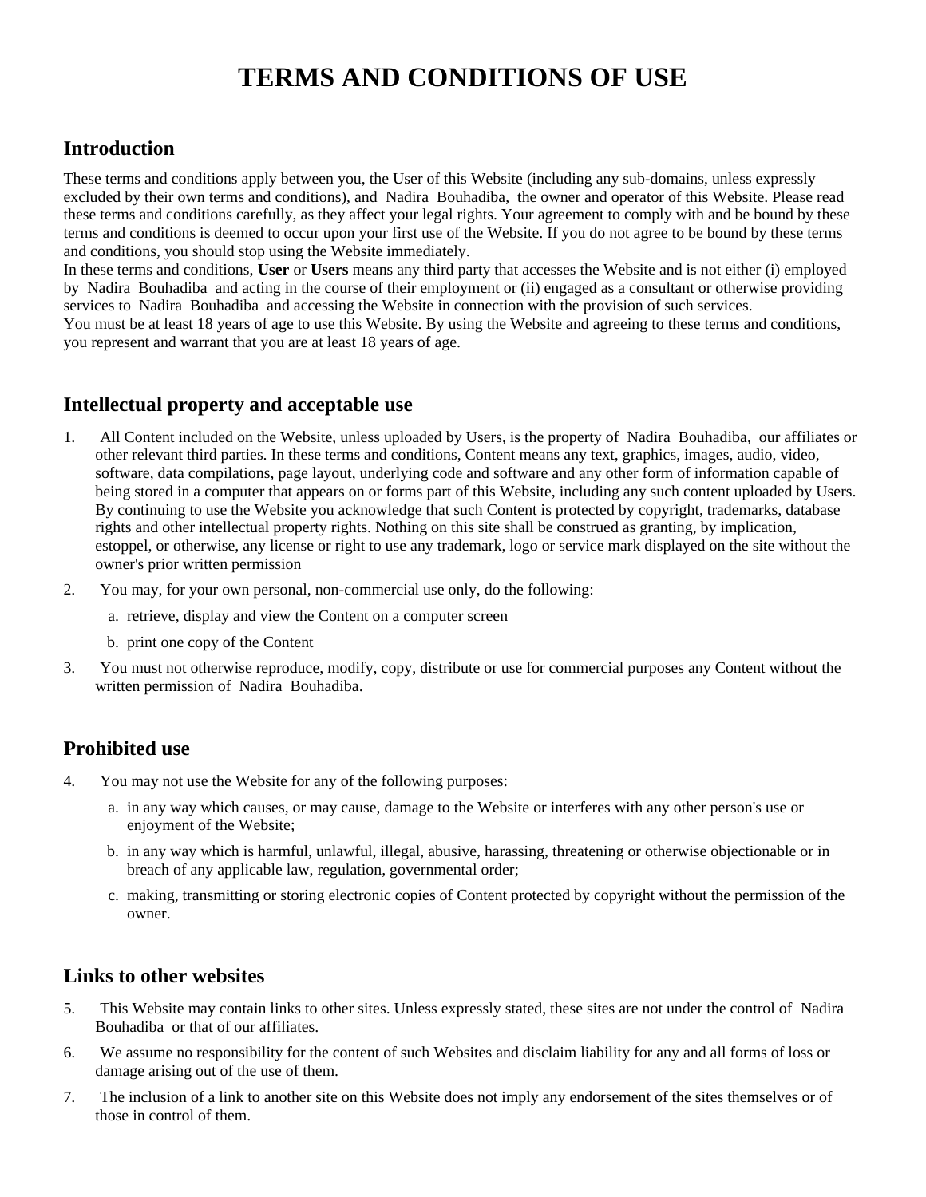# TERMS AND CONDITIONS OF USE

## Introduction

These terms and conditions apply between you, the User of this Website (including any sub-domains, unless expressly excluded by their own terms and conditions), and Nadira Bouhadiba, the owner and operator of this Website. Please read these terms and conditions carefully, as they affect your legal rights. Your agreement to comply with and be bound by these terms and conditions is deemed to occur upon your first use of the Website. If you do not agree to be bound by these terms and conditions, you should stop using the Website immediately.

In these terms and conditions, **User** or **Users** means any third party that accesses the Website and is not either (i) employed by Nadira Bouhadiba and acting in the course of their employment or (ii) engaged as a consultant or otherwise providing services to Nadira Bouhadiba and accessing the Website in connection with the provision of such services.

You must be at least 18 years of age to use this Website. By using the Website and agreeing to these terms and conditions, you represent and warrant that you are at least 18 years of age.

## Intellectual property and acceptable use

1. All Content included on the Website, unless uploaded by Users, is the property of Nadira Bouhadiba, our affiliates or other relevant third parties. In these terms and conditions, Content means any text, graphics, images, audio, video, software, data compilations, page layout, underlying code and software and any other form of information capable of being stored in a computer that appears on or forms part of this Website, including any such content uploaded by Users. By continuing to use the Website you acknowledge that such Content is protected by copyright, trademarks, database rights and other intellectual property rights. Nothing on this site shall be construed as granting, by implication, estoppel, or otherwise, any license or right to use any trademark, logo or service mark displayed on the site without the owner's prior written permission
2. You may, for your own personal, non-commercial use only, do the following:
   a. retrieve, display and view the Content on a computer screen
   b. print one copy of the Content
3. You must not otherwise reproduce, modify, copy, distribute or use for commercial purposes any Content without the written permission of Nadira Bouhadiba.

## Prohibited use

4. You may not use the Website for any of the following purposes:
   a. in any way which causes, or may cause, damage to the Website or interferes with any other person's use or enjoyment of the Website;
   b. in any way which is harmful, unlawful, illegal, abusive, harassing, threatening or otherwise objectionable or in breach of any applicable law, regulation, governmental order;
   c. making, transmitting or storing electronic copies of Content protected by copyright without the permission of the owner.

## Links to other websites

5. This Website may contain links to other sites. Unless expressly stated, these sites are not under the control of Nadira Bouhadiba or that of our affiliates.
6. We assume no responsibility for the content of such Websites and disclaim liability for any and all forms of loss or damage arising out of the use of them.
7. The inclusion of a link to another site on this Website does not imply any endorsement of the sites themselves or of those in control of them.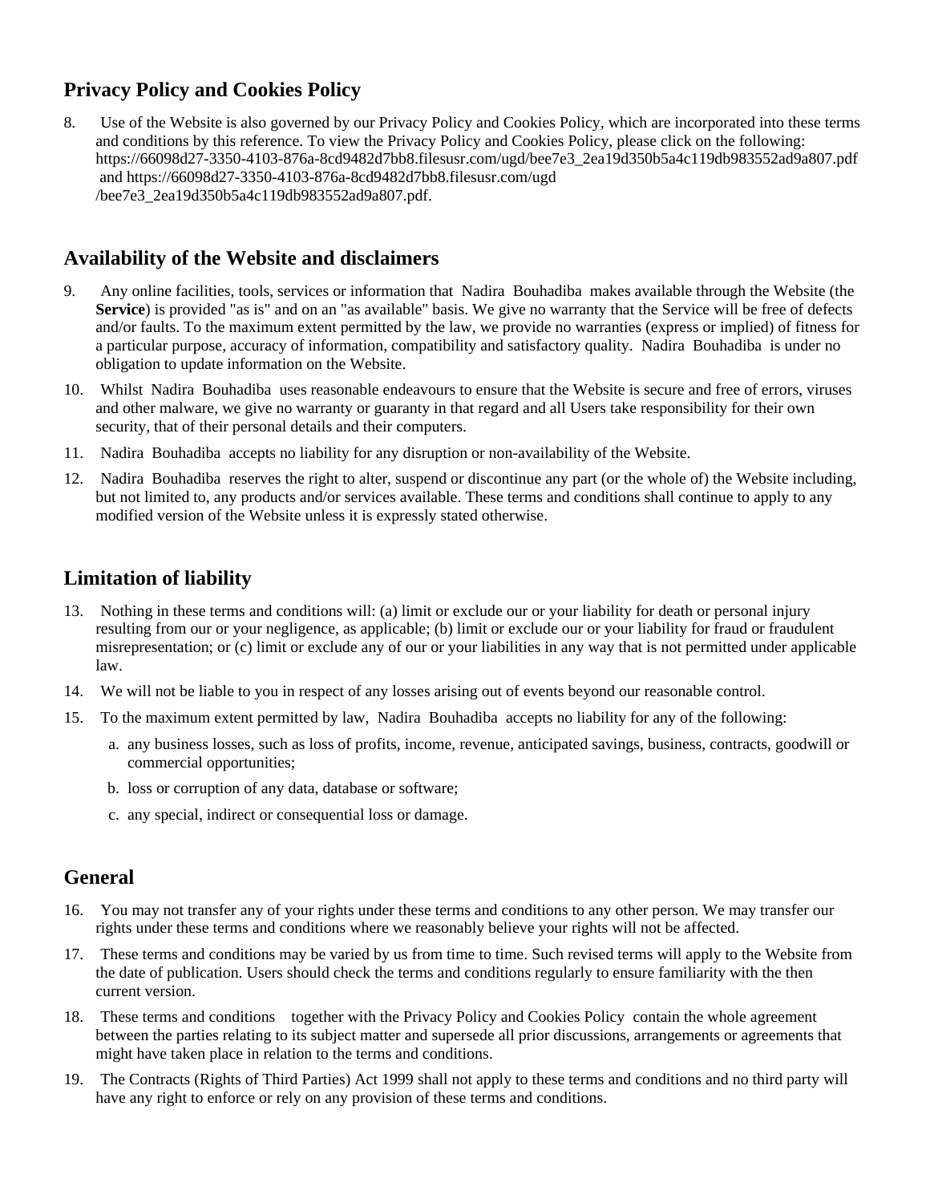## Privacy Policy and Cookies Policy

8. Use of the Website is also governed by our Privacy Policy and Cookies Policy, which are incorporated into these terms and conditions by this reference. To view the Privacy Policy and Cookies Policy, please click on the following: https://66098d27-3350-4103-876a-8cd9482d7bb8.filesusr.com/ugd/bee7e3_2ea19d350b5a4c119db983552ad9a807.pdf and https://66098d27-3350-4103-876a-8cd9482d7bb8.filesusr.com/ugd/bee7e3_2ea19d350b5a4c119db983552ad9a807.pdf.

## Availability of the Website and disclaimers

9. Any online facilities, tools, services or information that Nadira Bouhadiba makes available through the Website (the **Service**) is provided "as is" and on an "as available" basis. We give no warranty that the Service will be free of defects and/or faults. To the maximum extent permitted by the law, we provide no warranties (express or implied) of fitness for a particular purpose, accuracy of information, compatibility and satisfactory quality. Nadira Bouhadiba is under no obligation to update information on the Website.
10. Whilst Nadira Bouhadiba uses reasonable endeavours to ensure that the Website is secure and free of errors, viruses and other malware, we give no warranty or guaranty in that regard and all Users take responsibility for their own security, that of their personal details and their computers.
11. Nadira Bouhadiba accepts no liability for any disruption or non-availability of the Website.
12. Nadira Bouhadiba reserves the right to alter, suspend or discontinue any part (or the whole of) the Website including, but not limited to, any products and/or services available. These terms and conditions shall continue to apply to any modified version of the Website unless it is expressly stated otherwise.

## Limitation of liability

13. Nothing in these terms and conditions will: (a) limit or exclude our or your liability for death or personal injury resulting from our or your negligence, as applicable; (b) limit or exclude our or your liability for fraud or fraudulent misrepresentation; or (c) limit or exclude any of our or your liabilities in any way that is not permitted under applicable law.
14. We will not be liable to you in respect of any losses arising out of events beyond our reasonable control.
15. To the maximum extent permitted by law, Nadira Bouhadiba accepts no liability for any of the following:
    a. any business losses, such as loss of profits, income, revenue, anticipated savings, business, contracts, goodwill or commercial opportunities;
    b. loss or corruption of any data, database or software;
    c. any special, indirect or consequential loss or damage.

## General

16. You may not transfer any of your rights under these terms and conditions to any other person. We may transfer our rights under these terms and conditions where we reasonably believe your rights will not be affected.
17. These terms and conditions may be varied by us from time to time. Such revised terms will apply to the Website from the date of publication. Users should check the terms and conditions regularly to ensure familiarity with the then current version.
18. These terms and conditions together with the Privacy Policy and Cookies Policy contain the whole agreement between the parties relating to its subject matter and supersede all prior discussions, arrangements or agreements that might have taken place in relation to the terms and conditions.
19. The Contracts (Rights of Third Parties) Act 1999 shall not apply to these terms and conditions and no third party will have any right to enforce or rely on any provision of these terms and conditions.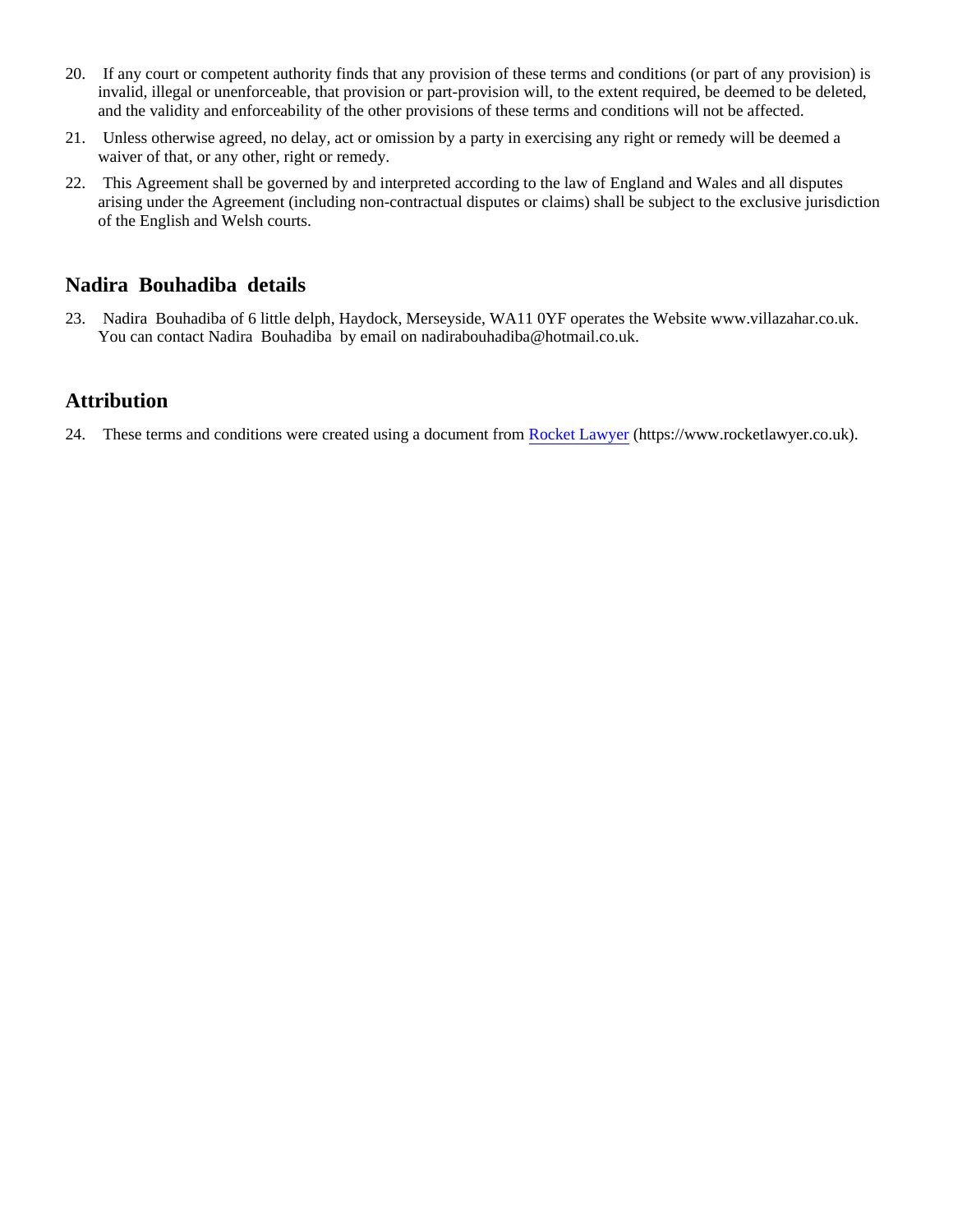20. If any court or competent authority finds that any provision of these terms and conditions (or part of any provision) is invalid, illegal or unenforceable, that provision or part-provision will, to the extent required, be deemed to be deleted, and the validity and enforceability of the other provisions of these terms and conditions will not be affected.

21. Unless otherwise agreed, no delay, act or omission by a party in exercising any right or remedy will be deemed a waiver of that, or any other, right or remedy.

22. This Agreement shall be governed by and interpreted according to the law of England and Wales and all disputes arising under the Agreement (including non-contractual disputes or claims) shall be subject to the exclusive jurisdiction of the English and Welsh courts.

## Nadira Bouhadiba details

23. Nadira Bouhadiba of 6 little delph, Haydock, Merseyside, WA11 0YF operates the Website www.villazahar.co.uk. You can contact Nadira Bouhadiba by email on nadirabouhadiba@hotmail.co.uk.

## Attribution

24. These terms and conditions were created using a document from Rocket Lawyer (https://www.rocketlawyer.co.uk).